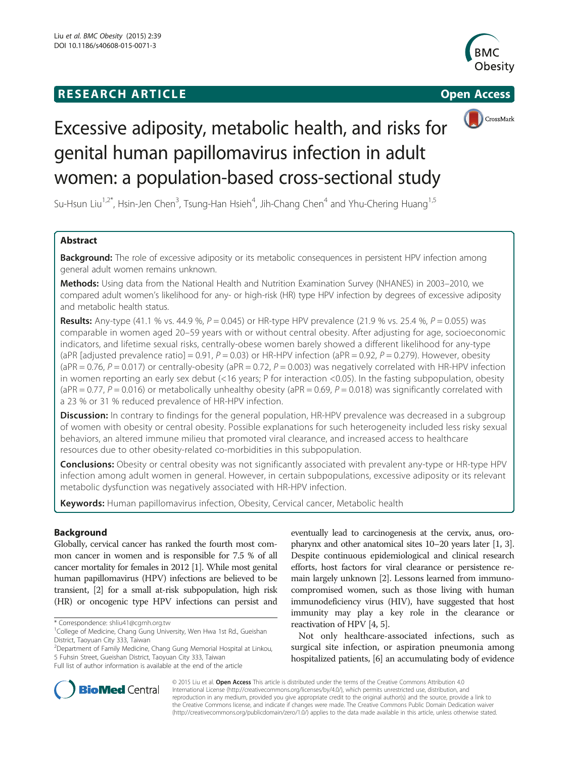# RESEARCH ARTICLE

Open Access

# Excessive adiposity, metabolic health, and risks for genital human papillomavirus infection in adult women: a population-based cross-sectional study

Su-Hsun Liu[1,2*], Hsin-Jen Chen[3], Tsung-Han Hsieh[4], Jih-Chang Chen[4] and Yhu-Chering Huang[1,5]

## Abstract

**Background:** The role of excessive adiposity or its metabolic consequences in persistent HPV infection among general adult women remains unknown.

**Methods:** Using data from the National Health and Nutrition Examination Survey (NHANES) in 2003–2010, we compared adult women's likelihood for any- or high-risk (HR) type HPV infection by degrees of excessive adiposity and metabolic health status.

**Results:** Any-type (41.1 % vs. 44.9 %, $P = 0.045$) or HR-type HPV prevalence (21.9 % vs. 25.4 %, $P = 0.055$) was comparable in women aged 20–59 years with or without central obesity. After adjusting for age, socioeconomic indicators, and lifetime sexual risks, centrally-obese women barely showed a different likelihood for any-type (aPR [adjusted prevalence ratio] = 0.91, $P = 0.03$) or HR-HPV infection (aPR = 0.92, $P = 0.279$). However, obesity (aPR = 0.76, $P = 0.017$) or centrally-obesity (aPR = 0.72, $P = 0.003$) was negatively correlated with HR-HPV infection in women reporting an early sex debut (<16 years; P for interaction <0.05). In the fasting subpopulation, obesity (aPR = 0.77, $P = 0.016$) or metabolically unhealthy obesity (aPR = 0.69, $P = 0.018$) was significantly correlated with a 23 % or 31 % reduced prevalence of HR-HPV infection.

**Discussion:** In contrary to findings for the general population, HR-HPV prevalence was decreased in a subgroup of women with obesity or central obesity. Possible explanations for such heterogeneity included less risky sexual behaviors, an altered immune milieu that promoted viral clearance, and increased access to healthcare resources due to other obesity-related co-morbidities in this subpopulation.

**Conclusions:** Obesity or central obesity was not significantly associated with prevalent any-type or HR-type HPV infection among adult women in general. However, in certain subpopulations, excessive adiposity or its relevant metabolic dysfunction was negatively associated with HR-HPV infection.

**Keywords:** Human papillomavirus infection, Obesity, Cervical cancer, Metabolic health

## Background

Globally, cervical cancer has ranked the fourth most common cancer in women and is responsible for 7.5 % of all cancer mortality for females in 2012 [1]. While most genital human papillomavirus (HPV) infections are believed to be transient, [2] for a small at-risk subpopulation, high risk (HR) or oncogenic type HPV infections can persist and eventually lead to carcinogenesis at the cervix, anus, oropharynx and other anatomical sites 10–20 years later [1, 3]. Despite continuous epidemiological and clinical research efforts, host factors for viral clearance or persistence remain largely unknown [2]. Lessons learned from immunocompromised women, such as those living with human immunodeficiency virus (HIV), have suggested that host immunity may play a key role in the clearance or reactivation of HPV [4, 5].

Not only healthcare-associated infections, such as surgical site infection, or aspiration pneumonia among hospitalized patients, [6] an accumulating body of evidence

\* Correspondence: shliu41@cgmh.org.tw

[1]College of Medicine, Chang Gung University, Wen Hwa 1st Rd., Gueishan District, Taoyuan City 333, Taiwan

[2]Department of Family Medicine, Chang Gung Memorial Hospital at Linkou, 5 Fuhsin Street, Gueishan District, Taoyuan City 333, Taiwan

Full list of author information is available at the end of the article

© 2015 Liu et al. **Open Access** This article is distributed under the terms of the Creative Commons Attribution 4.0 International License (http://creativecommons.org/licenses/by/4.0/), which permits unrestricted use, distribution, and reproduction in any medium, provided you give appropriate credit to the original author(s) and the source, provide a link to the Creative Commons license, and indicate if changes were made. The Creative Commons Public Domain Dedication waiver (http://creativecommons.org/publicdomain/zero/1.0/) applies to the data made available in this article, unless otherwise stated.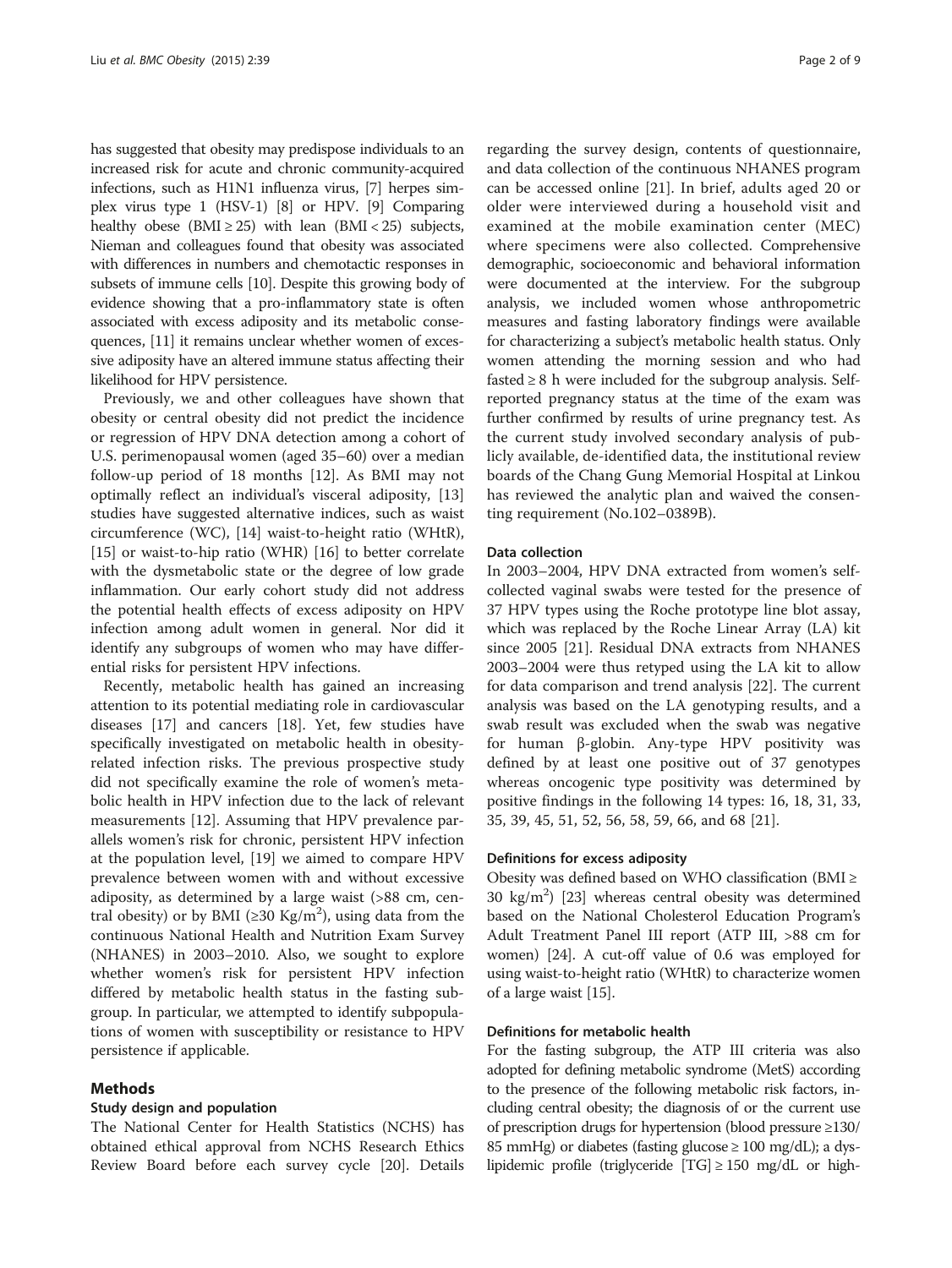has suggested that obesity may predispose individuals to an increased risk for acute and chronic community-acquired infections, such as H1N1 influenza virus, [7] herpes simplex virus type 1 (HSV-1) [8] or HPV. [9] Comparing healthy obese (BMI ≥ 25) with lean (BMI < 25) subjects, Nieman and colleagues found that obesity was associated with differences in numbers and chemotactic responses in subsets of immune cells [10]. Despite this growing body of evidence showing that a pro-inflammatory state is often associated with excess adiposity and its metabolic consequences, [11] it remains unclear whether women of excessive adiposity have an altered immune status affecting their likelihood for HPV persistence.

Previously, we and other colleagues have shown that obesity or central obesity did not predict the incidence or regression of HPV DNA detection among a cohort of U.S. perimenopausal women (aged 35–60) over a median follow-up period of 18 months [12]. As BMI may not optimally reflect an individual's visceral adiposity, [13] studies have suggested alternative indices, such as waist circumference (WC), [14] waist-to-height ratio (WHtR), [15] or waist-to-hip ratio (WHR) [16] to better correlate with the dysmetabolic state or the degree of low grade inflammation. Our early cohort study did not address the potential health effects of excess adiposity on HPV infection among adult women in general. Nor did it identify any subgroups of women who may have differential risks for persistent HPV infections.

Recently, metabolic health has gained an increasing attention to its potential mediating role in cardiovascular diseases [17] and cancers [18]. Yet, few studies have specifically investigated on metabolic health in obesity-related infection risks. The previous prospective study did not specifically examine the role of women's metabolic health in HPV infection due to the lack of relevant measurements [12]. Assuming that HPV prevalence parallels women's risk for chronic, persistent HPV infection at the population level, [19] we aimed to compare HPV prevalence between women with and without excessive adiposity, as determined by a large waist (>88 cm, central obesity) or by BMI (≥30 Kg/m$^2$), using data from the continuous National Health and Nutrition Exam Survey (NHANES) in 2003–2010. Also, we sought to explore whether women's risk for persistent HPV infection differed by metabolic health status in the fasting subgroup. In particular, we attempted to identify subpopulations of women with susceptibility or resistance to HPV persistence if applicable.

## Methods

### Study design and population

The National Center for Health Statistics (NCHS) has obtained ethical approval from NCHS Research Ethics Review Board before each survey cycle [20]. Details regarding the survey design, contents of questionnaire, and data collection of the continuous NHANES program can be accessed online [21]. In brief, adults aged 20 or older were interviewed during a household visit and examined at the mobile examination center (MEC) where specimens were also collected. Comprehensive demographic, socioeconomic and behavioral information were documented at the interview. For the subgroup analysis, we included women whose anthropometric measures and fasting laboratory findings were available for characterizing a subject's metabolic health status. Only women attending the morning session and who had fasted ≥ 8 h were included for the subgroup analysis. Self-reported pregnancy status at the time of the exam was further confirmed by results of urine pregnancy test. As the current study involved secondary analysis of publicly available, de-identified data, the institutional review boards of the Chang Gung Memorial Hospital at Linkou has reviewed the analytic plan and waived the consenting requirement (No.102–0389B).

### Data collection

In 2003–2004, HPV DNA extracted from women's self-collected vaginal swabs were tested for the presence of 37 HPV types using the Roche prototype line blot assay, which was replaced by the Roche Linear Array (LA) kit since 2005 [21]. Residual DNA extracts from NHANES 2003–2004 were thus retyped using the LA kit to allow for data comparison and trend analysis [22]. The current analysis was based on the LA genotyping results, and a swab result was excluded when the swab was negative for human β-globin. Any-type HPV positivity was defined by at least one positive out of 37 genotypes whereas oncogenic type positivity was determined by positive findings in the following 14 types: 16, 18, 31, 33, 35, 39, 45, 51, 52, 56, 58, 59, 66, and 68 [21].

### Definitions for excess adiposity

Obesity was defined based on WHO classification (BMI ≥ 30 kg/m$^2$) [23] whereas central obesity was determined based on the National Cholesterol Education Program's Adult Treatment Panel III report (ATP III, >88 cm for women) [24]. A cut-off value of 0.6 was employed for using waist-to-height ratio (WHtR) to characterize women of a large waist [15].

### Definitions for metabolic health

For the fasting subgroup, the ATP III criteria was also adopted for defining metabolic syndrome (MetS) according to the presence of the following metabolic risk factors, including central obesity; the diagnosis of or the current use of prescription drugs for hypertension (blood pressure ≥130/85 mmHg) or diabetes (fasting glucose ≥ 100 mg/dL); a dyslipidemic profile (triglyceride [TG] ≥ 150 mg/dL or high-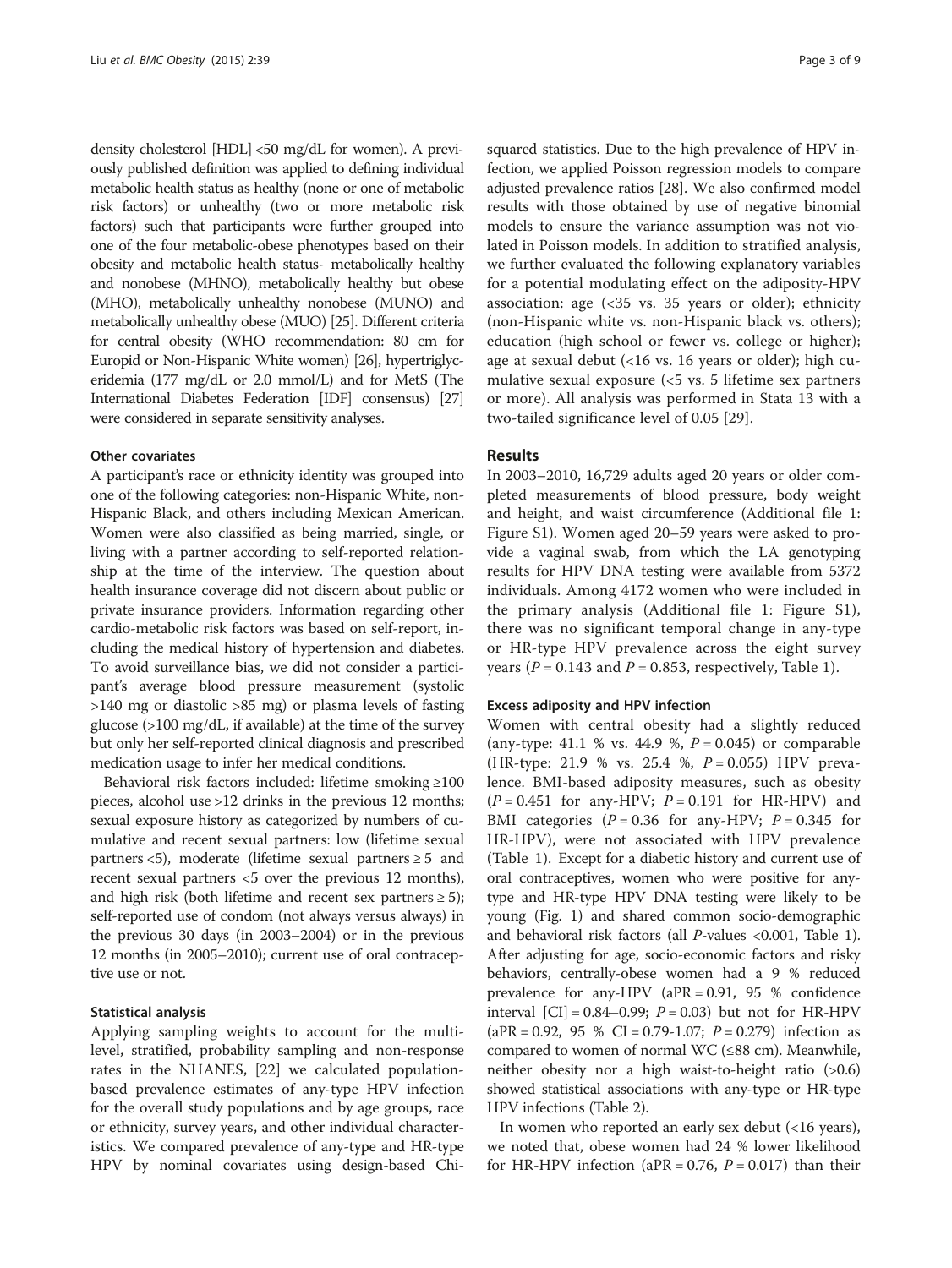density cholesterol [HDL] <50 mg/dL for women). A previously published definition was applied to defining individual metabolic health status as healthy (none or one of metabolic risk factors) or unhealthy (two or more metabolic risk factors) such that participants were further grouped into one of the four metabolic-obese phenotypes based on their obesity and metabolic health status- metabolically healthy and nonobese (MHNO), metabolically healthy but obese (MHO), metabolically unhealthy nonobese (MUNO) and metabolically unhealthy obese (MUO) [25]. Different criteria for central obesity (WHO recommendation: 80 cm for Europid or Non-Hispanic White women) [26], hypertriglyceridemia (177 mg/dL or 2.0 mmol/L) and for MetS (The International Diabetes Federation [IDF] consensus) [27] were considered in separate sensitivity analyses.

### Other covariates

A participant's race or ethnicity identity was grouped into one of the following categories: non-Hispanic White, non-Hispanic Black, and others including Mexican American. Women were also classified as being married, single, or living with a partner according to self-reported relationship at the time of the interview. The question about health insurance coverage did not discern about public or private insurance providers. Information regarding other cardio-metabolic risk factors was based on self-report, including the medical history of hypertension and diabetes. To avoid surveillance bias, we did not consider a participant's average blood pressure measurement (systolic >140 mg or diastolic >85 mg) or plasma levels of fasting glucose (>100 mg/dL, if available) at the time of the survey but only her self-reported clinical diagnosis and prescribed medication usage to infer her medical conditions.

Behavioral risk factors included: lifetime smoking ≥100 pieces, alcohol use >12 drinks in the previous 12 months; sexual exposure history as categorized by numbers of cumulative and recent sexual partners: low (lifetime sexual partners <5), moderate (lifetime sexual partners ≥ 5 and recent sexual partners <5 over the previous 12 months), and high risk (both lifetime and recent sex partners ≥ 5); self-reported use of condom (not always versus always) in the previous 30 days (in 2003–2004) or in the previous 12 months (in 2005–2010); current use of oral contraceptive use or not.

### Statistical analysis

Applying sampling weights to account for the multi-level, stratified, probability sampling and non-response rates in the NHANES, [22] we calculated population-based prevalence estimates of any-type HPV infection for the overall study populations and by age groups, race or ethnicity, survey years, and other individual characteristics. We compared prevalence of any-type and HR-type HPV by nominal covariates using design-based Chi-squared statistics. Due to the high prevalence of HPV infection, we applied Poisson regression models to compare adjusted prevalence ratios [28]. We also confirmed model results with those obtained by use of negative binomial models to ensure the variance assumption was not violated in Poisson models. In addition to stratified analysis, we further evaluated the following explanatory variables for a potential modulating effect on the adiposity-HPV association: age (<35 vs. 35 years or older); ethnicity (non-Hispanic white vs. non-Hispanic black vs. others); education (high school or fewer vs. college or higher); age at sexual debut (<16 vs. 16 years or older); high cumulative sexual exposure (<5 vs. 5 lifetime sex partners or more). All analysis was performed in Stata 13 with a two-tailed significance level of 0.05 [29].

## Results

In 2003–2010, 16,729 adults aged 20 years or older completed measurements of blood pressure, body weight and height, and waist circumference (Additional file 1: Figure S1). Women aged 20–59 years were asked to provide a vaginal swab, from which the LA genotyping results for HPV DNA testing were available from 5372 individuals. Among 4172 women who were included in the primary analysis (Additional file 1: Figure S1), there was no significant temporal change in any-type or HR-type HPV prevalence across the eight survey years ($P = 0.143$ and $P = 0.853$, respectively, Table 1).

### Excess adiposity and HPV infection

Women with central obesity had a slightly reduced (any-type: 41.1 % vs. 44.9 %, $P = 0.045$) or comparable (HR-type: 21.9 % vs. 25.4 %, $P = 0.055$) HPV prevalence. BMI-based adiposity measures, such as obesity ($P = 0.451$ for any-HPV; $P = 0.191$ for HR-HPV) and BMI categories ($P = 0.36$ for any-HPV; $P = 0.345$ for HR-HPV), were not associated with HPV prevalence (Table 1). Except for a diabetic history and current use of oral contraceptives, women who were positive for any-type and HR-type HPV DNA testing were likely to be young (Fig. 1) and shared common socio-demographic and behavioral risk factors (all *P*-values <0.001, Table 1). After adjusting for age, socio-economic factors and risky behaviors, centrally-obese women had a 9 % reduced prevalence for any-HPV (aPR = 0.91, 95 % confidence interval [CI] = 0.84–0.99; $P = 0.03$) but not for HR-HPV (aPR = 0.92, 95 % CI = 0.79-1.07; $P = 0.279$) infection as compared to women of normal WC (≤88 cm). Meanwhile, neither obesity nor a high waist-to-height ratio (>0.6) showed statistical associations with any-type or HR-type HPV infections (Table 2).

In women who reported an early sex debut (<16 years), we noted that, obese women had 24 % lower likelihood for HR-HPV infection (aPR = 0.76, $P = 0.017$) than their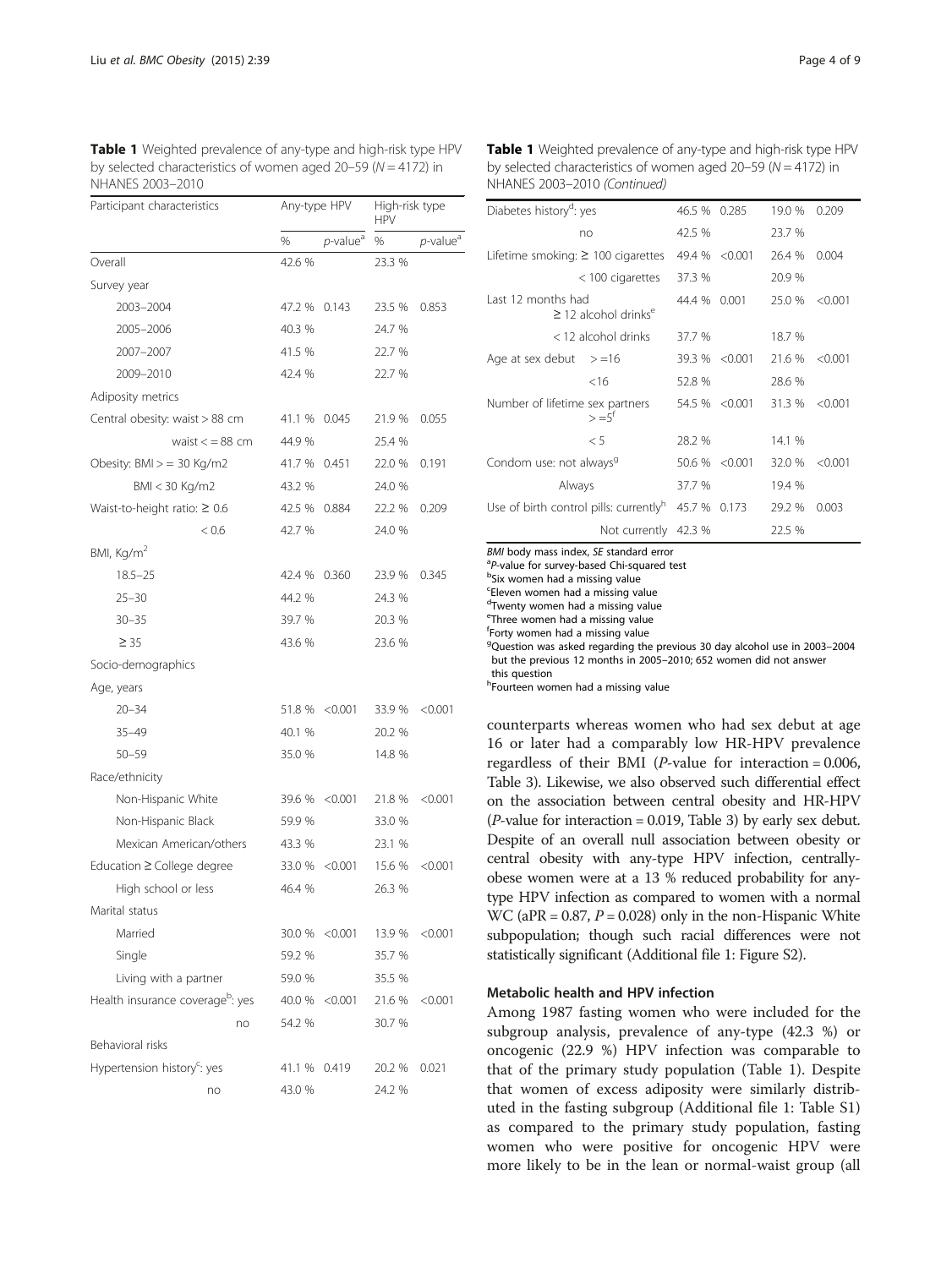**Table 1** Weighted prevalence of any-type and high-risk type HPV by selected characteristics of women aged 20–59 (N = 4172) in NHANES 2003–2010

| Participant characteristics | Any-type HPV | | High-risk type HPV | |
|---|---|---|---|---|
| | % | p-value[a] | % | p-value[a] |
| Overall | 42.6 % | | 23.3 % | |
| Survey year | | | | |
| 2003–2004 | 47.2 % | 0.143 | 23.5 % | 0.853 |
| 2005–2006 | 40.3 % | | 24.7 % | |
| 2007–2007 | 41.5 % | | 22.7 % | |
| 2009–2010 | 42.4 % | | 22.7 % | |
| Adiposity metrics | | | | |
| Central obesity: waist > 88 cm | 41.1 % | 0.045 | 21.9 % | 0.055 |
| waist < = 88 cm | 44.9 % | | 25.4 % | |
| Obesity: BMI > = 30 Kg/m2 | 41.7 % | 0.451 | 22.0 % | 0.191 |
| BMI < 30 Kg/m2 | 43.2 % | | 24.0 % | |
| Waist-to-height ratio: ≥ 0.6 | 42.5 % | 0.884 | 22.2 % | 0.209 |
| < 0.6 | 42.7 % | | 24.0 % | |
| BMI, Kg/m$^2$ | | | | |
| 18.5–25 | 42.4 % | 0.360 | 23.9 % | 0.345 |
| 25–30 | 44.2 % | | 24.3 % | |
| 30–35 | 39.7 % | | 20.3 % | |
| ≥ 35 | 43.6 % | | 23.6 % | |
| Socio-demographics | | | | |
| Age, years | | | | |
| 20–34 | 51.8 % | <0.001 | 33.9 % | <0.001 |
| 35–49 | 40.1 % | | 20.2 % | |
| 50–59 | 35.0 % | | 14.8 % | |
| Race/ethnicity | | | | |
| Non-Hispanic White | 39.6 % | <0.001 | 21.8 % | <0.001 |
| Non-Hispanic Black | 59.9 % | | 33.0 % | |
| Mexican American/others | 43.3 % | | 23.1 % | |
| Education ≥ College degree | 33.0 % | <0.001 | 15.6 % | <0.001 |
| High school or less | 46.4 % | | 26.3 % | |
| Marital status | | | | |
| Married | 30.0 % | <0.001 | 13.9 % | <0.001 |
| Single | 59.2 % | | 35.7 % | |
| Living with a partner | 59.0 % | | 35.5 % | |
| Health insurance coverage[b]: yes | 40.0 % | <0.001 | 21.6 % | <0.001 |
| no | 54.2 % | | 30.7 % | |
| Behavioral risks | | | | |
| Hypertension history[c]: yes | 41.1 % | 0.419 | 20.2 % | 0.021 |
| no | 43.0 % | | 24.2 % | |
| Diabetes history[d]: yes | 46.5 % | 0.285 | 19.0 % | 0.209 |
| no | 42.5 % | | 23.7 % | |
| Lifetime smoking: ≥ 100 cigarettes | 49.4 % | <0.001 | 26.4 % | 0.004 |
| < 100 cigarettes | 37.3 % | | 20.9 % | |
| Last 12 months had ≥ 12 alcohol drinks[e] | 44.4 % | 0.001 | 25.0 % | <0.001 |
| < 12 alcohol drinks | 37.7 % | | 18.7 % | |
| Age at sex debut > =16 | 39.3 % | <0.001 | 21.6 % | <0.001 |
| <16 | 52.8 % | | 28.6 % | |
| Number of lifetime sex partners > =5[f] | 54.5 % | <0.001 | 31.3 % | <0.001 |
| < 5 | 28.2 % | | 14.1 % | |
| Condom use: not always[g] | 50.6 % | <0.001 | 32.0 % | <0.001 |
| Always | 37.7 % | | 19.4 % | |
| Use of birth control pills: currently[h] | 45.7 % | 0.173 | 29.2 % | 0.003 |
| Not currently | 42.3 % | | 22.5 % | |

*BMI* body mass index, *SE* standard error
[a]P-value for survey-based Chi-squared test
[b]Six women had a missing value
[c]Eleven women had a missing value
[d]Twenty women had a missing value
[e]Three women had a missing value
[f]Forty women had a missing value
[g]Question was asked regarding the previous 30 day alcohol use in 2003–2004 but the previous 12 months in 2005–2010; 652 women did not answer this question
[h]Fourteen women had a missing value

counterparts whereas women who had sex debut at age 16 or later had a comparably low HR-HPV prevalence regardless of their BMI (P-value for interaction = 0.006, Table 3). Likewise, we also observed such differential effect on the association between central obesity and HR-HPV (P-value for interaction = 0.019, Table 3) by early sex debut. Despite of an overall null association between obesity or central obesity with any-type HPV infection, centrally-obese women were at a 13 % reduced probability for any-type HPV infection as compared to women with a normal WC (aPR = 0.87, $P = 0.028$) only in the non-Hispanic White subpopulation; though such racial differences were not statistically significant (Additional file 1: Figure S2).

### Metabolic health and HPV infection

Among 1987 fasting women who were included for the subgroup analysis, prevalence of any-type (42.3 %) or oncogenic (22.9 %) HPV infection was comparable to that of the primary study population (Table 1). Despite that women of excess adiposity were similarly distributed in the fasting subgroup (Additional file 1: Table S1) as compared to the primary study population, fasting women who were positive for oncogenic HPV were more likely to be in the lean or normal-waist group (all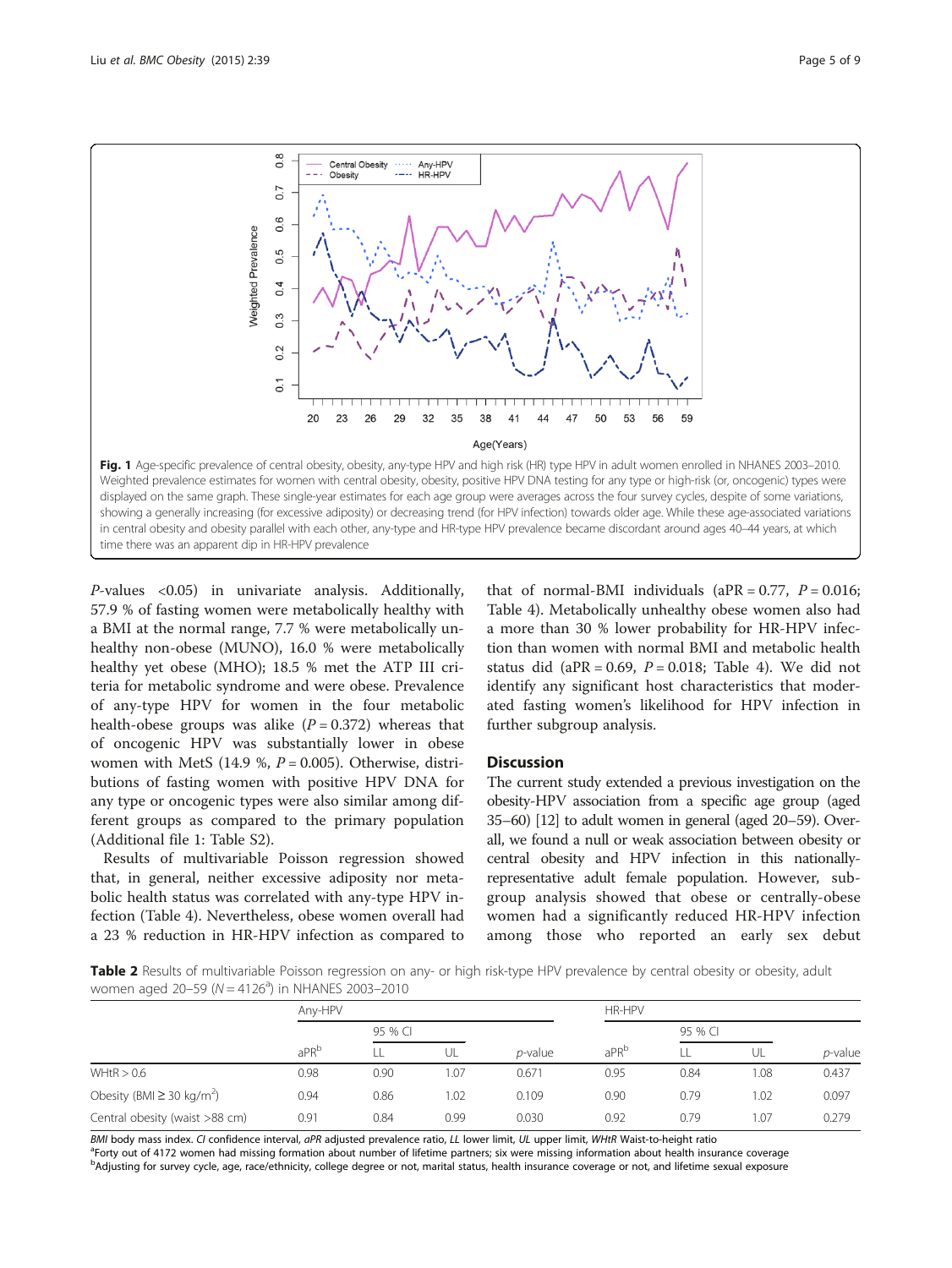Fig. 1 Age-specific prevalence of central obesity, obesity, any-type HPV and high risk (HR) type HPV in adult women enrolled in NHANES 2003–2010. Weighted prevalence estimates for women with central obesity, obesity, positive HPV DNA testing for any type or high-risk (or, oncogenic) types were displayed on the same graph. These single-year estimates for each age group were averages across the four survey cycles, despite of some variations, showing a generally increasing (for excessive adiposity) or decreasing trend (for HPV infection) towards older age. While these age-associated variations in central obesity and obesity parallel with each other, any-type and HR-type HPV prevalence became discordant around ages 40–44 years, at which time there was an apparent dip in HR-HPV prevalence

*P*-values <0.05) in univariate analysis. Additionally, 57.9 % of fasting women were metabolically healthy with a BMI at the normal range, 7.7 % were metabolically unhealthy non-obese (MUNO), 16.0 % were metabolically healthy yet obese (MHO); 18.5 % met the ATP III criteria for metabolic syndrome and were obese. Prevalence of any-type HPV for women in the four metabolic health-obese groups was alike ($P = 0.372$) whereas that of oncogenic HPV was substantially lower in obese women with MetS (14.9 %, $P = 0.005$). Otherwise, distributions of fasting women with positive HPV DNA for any type or oncogenic types were also similar among different groups as compared to the primary population (Additional file 1: Table S2).

Results of multivariable Poisson regression showed that, in general, neither excessive adiposity nor metabolic health status was correlated with any-type HPV infection (Table 4). Nevertheless, obese women overall had a 23 % reduction in HR-HPV infection as compared to that of normal-BMI individuals (aPR = 0.77, $P = 0.016$; Table 4). Metabolically unhealthy obese women also had a more than 30 % lower probability for HR-HPV infection than women with normal BMI and metabolic health status did (aPR = 0.69, $P = 0.018$; Table 4). We did not identify any significant host characteristics that moderated fasting women's likelihood for HPV infection in further subgroup analysis.

## Discussion

The current study extended a previous investigation on the obesity-HPV association from a specific age group (aged 35–60) [12] to adult women in general (aged 20–59). Overall, we found a null or weak association between obesity or central obesity and HPV infection in this nationally-representative adult female population. However, subgroup analysis showed that obese or centrally-obese women had a significantly reduced HR-HPV infection among those who reported an early sex debut

**Table 2** Results of multivariable Poisson regression on any- or high risk-type HPV prevalence by central obesity or obesity, adult women aged 20–59 ($N = 4126$[a]) in NHANES 2003–2010

| | Any-HPV | | | | HR-HPV | | | |
|---|---|---|---|---|---|---|---|---|
| | | 95 % CI | | | | 95 % CI | | |
| | aPR[b] | LL | UL | *p*-value | aPR[b] | LL | UL | *p*-value |
| WHtR > 0.6 | 0.98 | 0.90 | 1.07 | 0.671 | 0.95 | 0.84 | 1.08 | 0.437 |
| Obesity (BMI ≥ 30 kg/m$^2$) | 0.94 | 0.86 | 1.02 | 0.109 | 0.90 | 0.79 | 1.02 | 0.097 |
| Central obesity (waist >88 cm) | 0.91 | 0.84 | 0.99 | 0.030 | 0.92 | 0.79 | 1.07 | 0.279 |

*BMI* body mass index. *CI* confidence interval, *aPR* adjusted prevalence ratio, *LL* lower limit, *UL* upper limit, *WHtR* Waist-to-height ratio
[a]Forty out of 4172 women had missing formation about number of lifetime partners; six were missing information about health insurance coverage
[b]Adjusting for survey cycle, age, race/ethnicity, college degree or not, marital status, health insurance coverage or not, and lifetime sexual exposure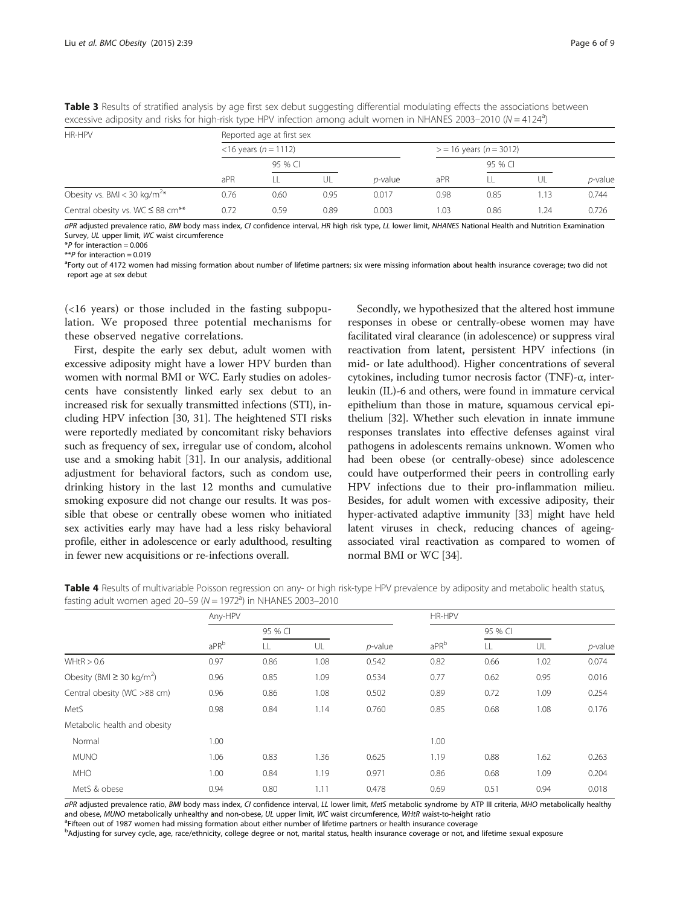**Table 3** Results of stratified analysis by age first sex debut suggesting differential modulating effects the associations between excessive adiposity and risks for high-risk type HPV infection among adult women in NHANES 2003–2010 ($N = 4124$[a])

| HR-HPV | Reported age at first sex | | | | | | | |
|---|---|---|---|---|---|---|---|---|
| | <16 years ($n = 1112$) | | | | > = 16 years ($n = 3012$) | | | |
| | | 95 % CI | | | | 95 % CI | | |
| | aPR | LL | UL | *p*-value | aPR | LL | UL | *p*-value |
| Obesity vs. BMI < 30 kg/m[2]* | 0.76 | 0.60 | 0.95 | 0.017 | 0.98 | 0.85 | 1.13 | 0.744 |
| Central obesity vs. WC ≤ 88 cm** | 0.72 | 0.59 | 0.89 | 0.003 | 1.03 | 0.86 | 1.24 | 0.726 |

*aPR* adjusted prevalence ratio, *BMI* body mass index, *CI* confidence interval, *HR* high risk type, *LL* lower limit, *NHANES* National Health and Nutrition Examination Survey, *UL* upper limit, *WC* waist circumference

*P for interaction = 0.006

**P for interaction = 0.019

[a]Forty out of 4172 women had missing formation about number of lifetime partners; six were missing information about health insurance coverage; two did not report age at sex debut

(<16 years) or those included in the fasting subpopulation. We proposed three potential mechanisms for these observed negative correlations.

First, despite the early sex debut, adult women with excessive adiposity might have a lower HPV burden than women with normal BMI or WC. Early studies on adolescents have consistently linked early sex debut to an increased risk for sexually transmitted infections (STI), including HPV infection [30, 31]. The heightened STI risks were reportedly mediated by concomitant risky behaviors such as frequency of sex, irregular use of condom, alcohol use and a smoking habit [31]. In our analysis, additional adjustment for behavioral factors, such as condom use, drinking history in the last 12 months and cumulative smoking exposure did not change our results. It was possible that obese or centrally obese women who initiated sex activities early may have had a less risky behavioral profile, either in adolescence or early adulthood, resulting in fewer new acquisitions or re-infections overall.

Secondly, we hypothesized that the altered host immune responses in obese or centrally-obese women may have facilitated viral clearance (in adolescence) or suppress viral reactivation from latent, persistent HPV infections (in mid- or late adulthood). Higher concentrations of several cytokines, including tumor necrosis factor (TNF)-α, interleukin (IL)-6 and others, were found in immature cervical epithelium than those in mature, squamous cervical epithelium [32]. Whether such elevation in innate immune responses translates into effective defenses against viral pathogens in adolescents remains unknown. Women who had been obese (or centrally-obese) since adolescence could have outperformed their peers in controlling early HPV infections due to their pro-inflammation milieu. Besides, for adult women with excessive adiposity, their hyper-activated adaptive immunity [33] might have held latent viruses in check, reducing chances of ageing-associated viral reactivation as compared to women of normal BMI or WC [34].

**Table 4** Results of multivariable Poisson regression on any- or high risk-type HPV prevalence by adiposity and metabolic health status, fasting adult women aged 20–59 ($N = 1972$[a]) in NHANES 2003–2010

| | Any-HPV | | | | HR-HPV | | | |
|---|---|---|---|---|---|---|---|---|
| | | 95 % CI | | | | 95 % CI | | |
| | aPR[b] | LL | UL | *p*-value | aPR[b] | LL | UL | *p*-value |
| WHtR > 0.6 | 0.97 | 0.86 | 1.08 | 0.542 | 0.82 | 0.66 | 1.02 | 0.074 |
| Obesity (BMI ≥ 30 kg/m[2]) | 0.96 | 0.85 | 1.09 | 0.534 | 0.77 | 0.62 | 0.95 | 0.016 |
| Central obesity (WC >88 cm) | 0.96 | 0.86 | 1.08 | 0.502 | 0.89 | 0.72 | 1.09 | 0.254 |
| MetS | 0.98 | 0.84 | 1.14 | 0.760 | 0.85 | 0.68 | 1.08 | 0.176 |
| Metabolic health and obesity | | | | | | | | |
| Normal | 1.00 | | | | 1.00 | | | |
| MUNO | 1.06 | 0.83 | 1.36 | 0.625 | 1.19 | 0.88 | 1.62 | 0.263 |
| MHO | 1.00 | 0.84 | 1.19 | 0.971 | 0.86 | 0.68 | 1.09 | 0.204 |
| MetS & obese | 0.94 | 0.80 | 1.11 | 0.478 | 0.69 | 0.51 | 0.94 | 0.018 |

*aPR* adjusted prevalence ratio, *BMI* body mass index, *CI* confidence interval, *LL* lower limit, *MetS* metabolic syndrome by ATP III criteria, *MHO* metabolically healthy and obese, *MUNO* metabolically unhealthy and non-obese, *UL* upper limit, *WC* waist circumference, *WHtR* waist-to-height ratio

[a]Fifteen out of 1987 women had missing formation about either number of lifetime partners or health insurance coverage

[b]Adjusting for survey cycle, age, race/ethnicity, college degree or not, marital status, health insurance coverage or not, and lifetime sexual exposure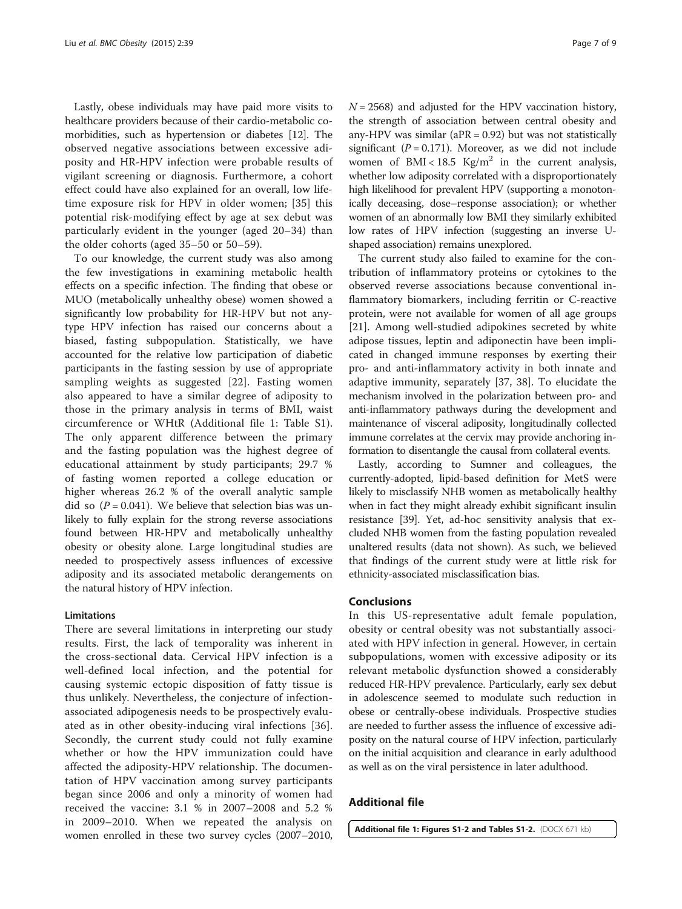Lastly, obese individuals may have paid more visits to healthcare providers because of their cardio-metabolic comorbidities, such as hypertension or diabetes [12]. The observed negative associations between excessive adiposity and HR-HPV infection were probable results of vigilant screening or diagnosis. Furthermore, a cohort effect could have also explained for an overall, low lifetime exposure risk for HPV in older women; [35] this potential risk-modifying effect by age at sex debut was particularly evident in the younger (aged 20–34) than the older cohorts (aged 35–50 or 50–59).

To our knowledge, the current study was also among the few investigations in examining metabolic health effects on a specific infection. The finding that obese or MUO (metabolically unhealthy obese) women showed a significantly low probability for HR-HPV but not any-type HPV infection has raised our concerns about a biased, fasting subpopulation. Statistically, we have accounted for the relative low participation of diabetic participants in the fasting session by use of appropriate sampling weights as suggested [22]. Fasting women also appeared to have a similar degree of adiposity to those in the primary analysis in terms of BMI, waist circumference or WHtR (Additional file 1: Table S1). The only apparent difference between the primary and the fasting population was the highest degree of educational attainment by study participants; 29.7 % of fasting women reported a college education or higher whereas 26.2 % of the overall analytic sample did so ($P = 0.041$). We believe that selection bias was unlikely to fully explain for the strong reverse associations found between HR-HPV and metabolically unhealthy obesity or obesity alone. Large longitudinal studies are needed to prospectively assess influences of excessive adiposity and its associated metabolic derangements on the natural history of HPV infection.

### Limitations

There are several limitations in interpreting our study results. First, the lack of temporality was inherent in the cross-sectional data. Cervical HPV infection is a well-defined local infection, and the potential for causing systemic ectopic disposition of fatty tissue is thus unlikely. Nevertheless, the conjecture of infection-associated adipogenesis needs to be prospectively evaluated as in other obesity-inducing viral infections [36]. Secondly, the current study could not fully examine whether or how the HPV immunization could have affected the adiposity-HPV relationship. The documentation of HPV vaccination among survey participants began since 2006 and only a minority of women had received the vaccine: 3.1 % in 2007–2008 and 5.2 % in 2009–2010. When we repeated the analysis on women enrolled in these two survey cycles (2007–2010, $N = 2568$) and adjusted for the HPV vaccination history, the strength of association between central obesity and any-HPV was similar (aPR = 0.92) but was not statistically significant ($P = 0.171$). Moreover, as we did not include women of BMI < 18.5 $Kg/m^2$ in the current analysis, whether low adiposity correlated with a disproportionately high likelihood for prevalent HPV (supporting a monotonically deceasing, dose–response association); or whether women of an abnormally low BMI they similarly exhibited low rates of HPV infection (suggesting an inverse U-shaped association) remains unexplored.

The current study also failed to examine for the contribution of inflammatory proteins or cytokines to the observed reverse associations because conventional inflammatory biomarkers, including ferritin or C-reactive protein, were not available for women of all age groups [21]. Among well-studied adipokines secreted by white adipose tissues, leptin and adiponectin have been implicated in changed immune responses by exerting their pro- and anti-inflammatory activity in both innate and adaptive immunity, separately [37, 38]. To elucidate the mechanism involved in the polarization between pro- and anti-inflammatory pathways during the development and maintenance of visceral adiposity, longitudinally collected immune correlates at the cervix may provide anchoring information to disentangle the causal from collateral events.

Lastly, according to Sumner and colleagues, the currently-adopted, lipid-based definition for MetS were likely to misclassify NHB women as metabolically healthy when in fact they might already exhibit significant insulin resistance [39]. Yet, ad-hoc sensitivity analysis that excluded NHB women from the fasting population revealed unaltered results (data not shown). As such, we believed that findings of the current study were at little risk for ethnicity-associated misclassification bias.

## Conclusions

In this US-representative adult female population, obesity or central obesity was not substantially associated with HPV infection in general. However, in certain subpopulations, women with excessive adiposity or its relevant metabolic dysfunction showed a considerably reduced HR-HPV prevalence. Particularly, early sex debut in adolescence seemed to modulate such reduction in obese or centrally-obese individuals. Prospective studies are needed to further assess the influence of excessive adiposity on the natural course of HPV infection, particularly on the initial acquisition and clearance in early adulthood as well as on the viral persistence in later adulthood.

## Additional file

**Additional file 1: Figures S1-2 and Tables S1-2.** (DOCX 671 kb)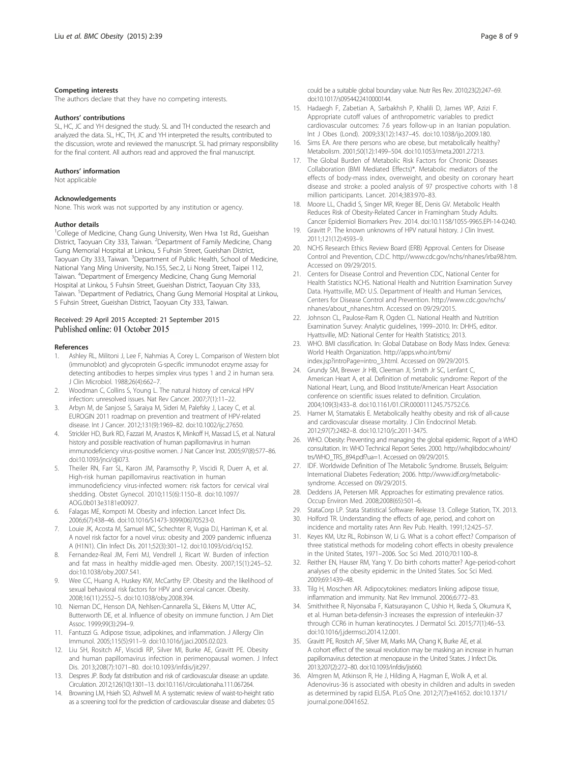### Competing interests

The authors declare that they have no competing interests.

### Authors' contributions

SL, HC, JC and YH designed the study. SL and TH conducted the research and analyzed the data. SL, HC, TH, JC and YH interpreted the results, contributed to the discussion, wrote and reviewed the manuscript. SL had primary responsibility for the final content. All authors read and approved the final manuscript.

### Authors' information

Not applicable

### Acknowledgements

None. This work was not supported by any institution or agency.

### Author details

[1]College of Medicine, Chang Gung University, Wen Hwa 1st Rd., Gueishan District, Taoyuan City 333, Taiwan. [2]Department of Family Medicine, Chang Gung Memorial Hospital at Linkou, 5 Fuhsin Street, Gueishan District, Taoyuan City 333, Taiwan. [3]Department of Public Health, School of Medicine, National Yang Ming University, No.155, Sec.2, Li Nong Street, Taipei 112, Taiwan. [4]Department of Emergency Medicine, Chang Gung Memorial Hospital at Linkou, 5 Fuhsin Street, Gueishan District, Taoyuan City 333, Taiwan. [5]Department of Pediatrics, Chang Gung Memorial Hospital at Linkou, 5 Fuhsin Street, Gueishan District, Taoyuan City 333, Taiwan.

Received: 29 April 2015 Accepted: 21 September 2015
Published online: 01 October 2015

### References

1. Ashley RL, Militoni J, Lee F, Nahmias A, Corey L. Comparison of Western blot (immunoblot) and glycoprotein G-specific immunodot enzyme assay for detecting antibodies to herpes simplex virus types 1 and 2 in human sera. J Clin Microbiol. 1988;26(4):662–7.
2. Woodman C, Collins S, Young L. The natural history of cervical HPV infection: unresolved issues. Nat Rev Cancer. 2007;7(1):11–22.
3. Arbyn M, de Sanjose S, Saraiya M, Sideri M, Palefsky J, Lacey C, et al. EUROGIN 2011 roadmap on prevention and treatment of HPV-related disease. Int J Cancer. 2012;131(9):1969–82. doi:10.1002/ijc.27650.
4. Strickler HD, Burk RD, Fazzari M, Anastos K, Minkoff H, Massad LS, et al. Natural history and possible reactivation of human papillomavirus in human immunodeficiency virus-positive women. J Nat Cancer Inst. 2005;97(8):577–86. doi:10.1093/jnci/dji073.
5. Theiler RN, Farr SL, Karon JM, Paramsothy P, Viscidi R, Duerr A, et al. High-risk human papillomavirus reactivation in human immunodeficiency virus-infected women: risk factors for cervical viral shedding. Obstet Gynecol. 2010;115(6):1150–8. doi:10.1097/AOG.0b013e3181e00927.
6. Falagas ME, Kompoti M. Obesity and infection. Lancet Infect Dis. 2006;6(7):438–46. doi:10.1016/S1473-3099(06)70523-0.
7. Louie JK, Acosta M, Samuel MC, Schechter R, Vugia DJ, Harriman K, et al. A novel risk factor for a novel virus: obesity and 2009 pandemic influenza A (H1N1). Clin Infect Dis. 2011;52(3):301–12. doi:10.1093/cid/ciq152.
8. Fernandez-Real JM, Ferri MJ, Vendrell J, Ricart W. Burden of infection and fat mass in healthy middle-aged men. Obesity. 2007;15(1):245–52. doi:10.1038/oby.2007.541.
9. Wee CC, Huang A, Huskey KW, McCarthy EP. Obesity and the likelihood of sexual behavioral risk factors for HPV and cervical cancer. Obesity. 2008;16(11):2552–5. doi:10.1038/oby.2008.394.
10. Nieman DC, Henson DA, Nehlsen-Cannarella SL, Ekkens M, Utter AC, Butterworth DE, et al. Influence of obesity on immune function. J Am Diet Assoc. 1999;99(3):294–9.
11. Fantuzzi G. Adipose tissue, adipokines, and inflammation. J Allergy Clin Immunol. 2005;115(5):911–9. doi:10.1016/j.jaci.2005.02.023.
12. Liu SH, Rositch AF, Viscidi RP, Silver MI, Burke AE, Gravitt PE. Obesity and human papillomavirus infection in perimenopausal women. J Infect Dis. 2013;208(7):1071–80. doi:10.1093/infdis/jit297.
13. Despres JP. Body fat distribution and risk of cardiovascular disease: an update. Circulation. 2012;126(10):1301–13. doi:10.1161/circulationaha.111.067264.
14. Browning LM, Hsieh SD, Ashwell M. A systematic review of waist-to-height ratio as a screening tool for the prediction of cardiovascular disease and diabetes: 0.5 could be a suitable global boundary value. Nutr Res Rev. 2010;23(2):247–69. doi:10.1017/s0954422410000144.
15. Hadaegh F, Zabetian A, Sarbakhsh P, Khalili D, James WP, Azizi F. Appropriate cutoff values of anthropometric variables to predict cardiovascular outcomes: 7.6 years follow-up in an Iranian population. Int J Obes (Lond). 2009;33(12):1437–45. doi:10.1038/ijo.2009.180.
16. Sims EA. Are there persons who are obese, but metabolically healthy? Metabolism. 2001;50(12):1499–504. doi:10.1053/meta.2001.27213.
17. The Global Burden of Metabolic Risk Factors for Chronic Diseases Collaboration (BMI Mediated Effects)*. Metabolic mediators of the effects of body-mass index, overweight, and obesity on coronary heart disease and stroke: a pooled analysis of 97 prospective cohorts with 1·8 million participants. Lancet. 2014;383:970–83.
18. Moore LL, Chadid S, Singer MR, Kreger BE, Denis GV. Metabolic Health Reduces Risk of Obesity-Related Cancer in Framingham Study Adults. Cancer Epidemiol Biomarkers Prev. 2014. doi:10.1158/1055-9965.EPI-14-0240.
19. Gravitt P. The known unknowns of HPV natural history. J Clin Invest. 2011;121(12):4593–9.
20. NCHS Research Ethics Review Board (ERB) Approval. Centers for Disease Control and Prevention, C.D.C. http://www.cdc.gov/nchs/nhanes/irba98.htm. Accessed on 09/29/2015.
21. Centers for Disease Control and Prevention CDC, National Center for Health Statistics NCHS. National Health and Nutrition Examination Survey Data. Hyattsville, MD: U.S. Department of Health and Human Services, Centers for Disease Control and Prevention. http://www.cdc.gov/nchs/nhanes/about_nhanes.htm. Accessed on 09/29/2015.
22. Johnson CL, Paulose-Ram R, Ogden CL. National Health and Nutrition Examination Survey: Analytic guidelines, 1999–2010. In: DHHS, editor. Hyattsville, MD: National Center for Health Statistics; 2013.
23. WHO. BMI classification. In: Global Database on Body Mass Index. Geneva: World Health Organization. http://apps.who.int/bmi/index.jsp?introPage=intro_3.html. Accessed on 09/29/2015.
24. Grundy SM, Brewer Jr HB, Cleeman JI, Smith Jr SC, Lenfant C, American Heart A, et al. Definition of metabolic syndrome: Report of the National Heart, Lung, and Blood Institute/American Heart Association conference on scientific issues related to definition. Circulation. 2004;109(3):433–8. doi:10.1161/01.CIR.0000111245.75752.C6.
25. Hamer M, Stamatakis E. Metabolically healthy obesity and risk of all-cause and cardiovascular disease mortality. J Clin Endocrinol Metab. 2012;97(7):2482–8. doi:10.1210/jc.2011-3475.
26. WHO. Obesity: Preventing and managing the global epidemic. Report of a WHO consultation. In: WHO Technical Report Series. 2000. http://whqlibdoc.who.int/trs/WHO_TRS_894.pdf?ua=1. Accessed on 09/29/2015.
27. IDF. Worldwide Definition of The Metabolic Syndrome. Brussels, Belguim: International Diabetes Federation; 2006. http://www.idf.org/metabolic-syndrome. Accessed on 09/29/2015.
28. Deddens JA, Petersen MR. Approaches for estimating prevalence ratios. Occup Environ Med. 2008;2008(65):501–6.
29. StataCorp LP. Stata Statistical Software: Release 13. College Station, TX. 2013.
30. Holford TR. Understanding the effects of age, period, and cohort on incidence and mortality rates Ann Rev Pub. Health. 1991;12:425–57.
31. Keyes KM, Utz RL, Robinson W, Li G. What is a cohort effect? Comparison of three statistical methods for modeling cohort effects in obesity prevalence in the United States, 1971–2006. Soc Sci Med. 2010;70:1100–8.
32. Reither EN, Hauser RM, Yang Y. Do birth cohorts matter? Age-period-cohort analyses of the obesity epidemic in the United States. Soc Sci Med. 2009;69:1439–48.
33. Tilg H, Moschen AR. Adipocytokines: mediators linking adipose tissue, inflammation and immunity. Nat Rev Immunol. 2006;6:772–83.
34. Smithrithee R, Niyonsaba F, Kiatsurayanon C, Ushio H, Ikeda S, Okumura K, et al. Human beta-defensin-3 increases the expression of interleukin-37 through CCR6 in human keratinocytes. J Dermatol Sci. 2015;77(1):46–53. doi:10.1016/j.jdermsci.2014.12.001.
35. Gravitt PE, Rositch AF, Silver MI, Marks MA, Chang K, Burke AE, et al. A cohort effect of the sexual revolution may be masking an increase in human papillomavirus detection at menopause in the United States. J Infect Dis. 2013;207(2):272–80. doi:10.1093/infdis/jis660.
36. Almgren M, Atkinson R, He J, Hilding A, Hagman E, Wolk A, et al. Adenovirus-36 is associated with obesity in children and adults in sweden as determined by rapid ELISA. PLoS One. 2012;7(7):e41652. doi:10.1371/journal.pone.0041652.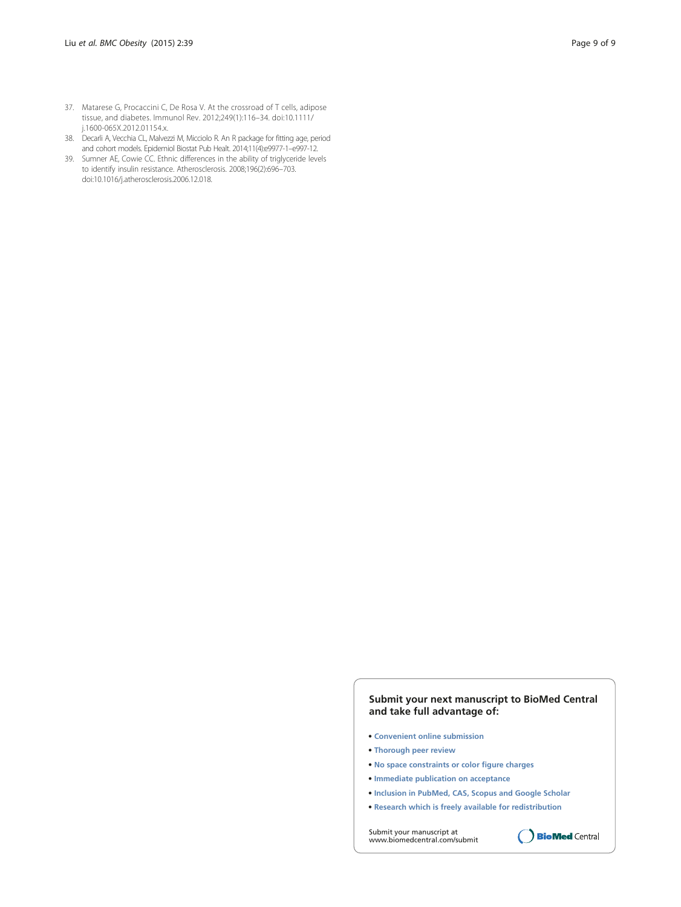37. Matarese G, Procaccini C, De Rosa V. At the crossroad of T cells, adipose tissue, and diabetes. Immunol Rev. 2012;249(1):116–34. doi:10.1111/j.1600-065X.2012.01154.x.
38. Decarli A, Vecchia CL, Malvezzi M, Micciolo R. An R package for fitting age, period and cohort models. Epidemiol Biostat Pub Healt. 2014;11(4):e9977-1–e997-12.
39. Sumner AE, Cowie CC. Ethnic differences in the ability of triglyceride levels to identify insulin resistance. Atherosclerosis. 2008;196(2):696–703. doi:10.1016/j.atherosclerosis.2006.12.018.

**Submit your next manuscript to BioMed Central and take full advantage of:**

- **Convenient online submission**
- **Thorough peer review**
- **No space constraints or color figure charges**
- **Immediate publication on acceptance**
- **Inclusion in PubMed, CAS, Scopus and Google Scholar**
- **Research which is freely available for redistribution**

Submit your manuscript at
www.biomedcentral.com/submit

BioMed Central